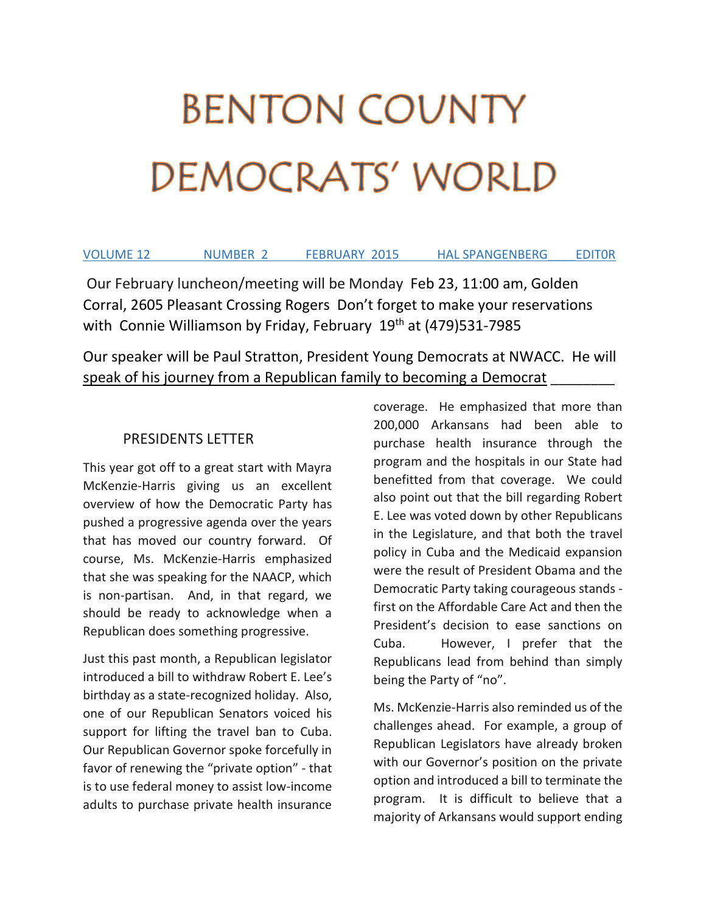# BENTON COUNTY DEMOCRATS' WORLD

VOLUME 12 NUMBER 2 FEBRUARY 2015 HAL SPANGENBERG EDIT0R

Our February luncheon/meeting will be Monday Feb 23, 11:00 am, Golden Corral, 2605 Pleasant Crossing Rogers Don't forget to make your reservations with Connie Williamson by Friday, February 19th at (479)531-7985

Our speaker will be Paul Stratton, President Young Democrats at NWACC. He will speak of his journey from a Republican family to becoming a Democrat

## PRESIDENTS LETTER

This year got off to a great start with Mayra McKenzie-Harris giving us an excellent overview of how the Democratic Party has pushed a progressive agenda over the years that has moved our country forward. Of course, Ms. McKenzie-Harris emphasized that she was speaking for the NAACP, which is non-partisan. And, in that regard, we should be ready to acknowledge when a Republican does something progressive.

Just this past month, a Republican legislator introduced a bill to withdraw Robert E. Lee's birthday as a state-recognized holiday. Also, one of our Republican Senators voiced his support for lifting the travel ban to Cuba. Our Republican Governor spoke forcefully in favor of renewing the "private option" - that is to use federal money to assist low-income adults to purchase private health insurance coverage. He emphasized that more than 200,000 Arkansans had been able to purchase health insurance through the program and the hospitals in our State had benefitted from that coverage. We could also point out that the bill regarding Robert E. Lee was voted down by other Republicans in the Legislature, and that both the travel policy in Cuba and the Medicaid expansion were the result of President Obama and the Democratic Party taking courageous stands - first on the Affordable Care Act and then the President's decision to ease sanctions on Cuba. However, I prefer that the Republicans lead from behind than simply being the Party of "no".

Ms. McKenzie-Harris also reminded us of the challenges ahead. For example, a group of Republican Legislators have already broken with our Governor's position on the private option and introduced a bill to terminate the program. It is difficult to believe that a majority of Arkansans would support ending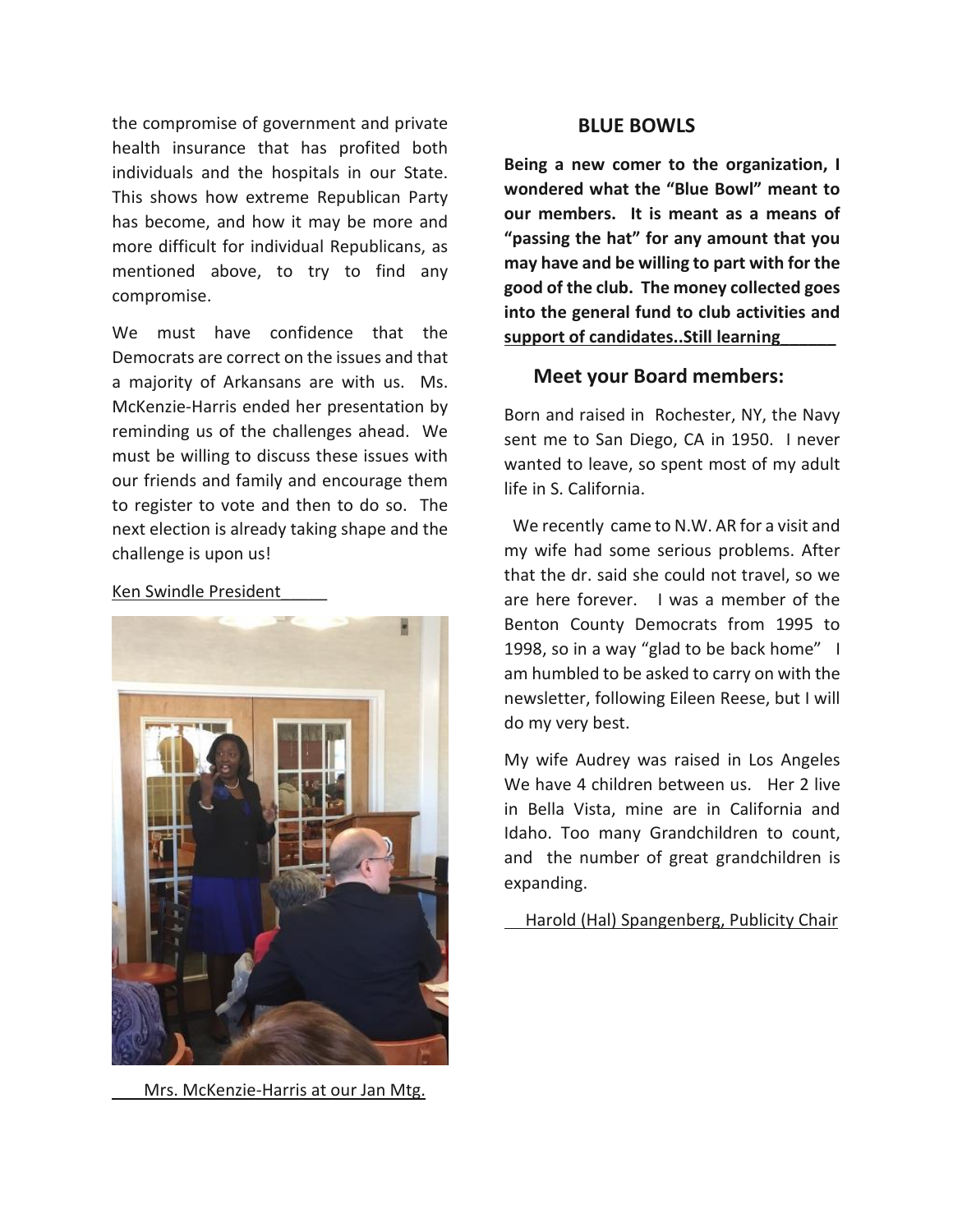the compromise of government and private health insurance that has profited both individuals and the hospitals in our State. This shows how extreme Republican Party has become, and how it may be more and more difficult for individual Republicans, as mentioned above, to try to find any compromise.

We must have confidence that the Democrats are correct on the issues and that a majority of Arkansans are with us. Ms. McKenzie-Harris ended her presentation by reminding us of the challenges ahead. We must be willing to discuss these issues with our friends and family and encourage them to register to vote and then to do so. The next election is already taking shape and the challenge is upon us!

Ken Swindle President

Mrs. McKenzie-Harris at our Jan Mtg.

## BLUE BOWLS

**Being a new comer to the organization, I wondered what the "Blue Bowl" meant to our members. It is meant as a means of "passing the hat" for any amount that you may have and be willing to part with for the good of the club. The money collected goes into the general fund to club activities and support of candidates..Still learning**

## Meet your Board members:

Born and raised in Rochester, NY, the Navy sent me to San Diego, CA in 1950. I never wanted to leave, so spent most of my adult life in S. California.

We recently came to N.W. AR for a visit and my wife had some serious problems. After that the dr. said she could not travel, so we are here forever. I was a member of the Benton County Democrats from 1995 to 1998, so in a way "glad to be back home" I am humbled to be asked to carry on with the newsletter, following Eileen Reese, but I will do my very best.

My wife Audrey was raised in Los Angeles We have 4 children between us. Her 2 live in Bella Vista, mine are in California and Idaho. Too many Grandchildren to count, and the number of great grandchildren is expanding.

Harold (Hal) Spangenberg, Publicity Chair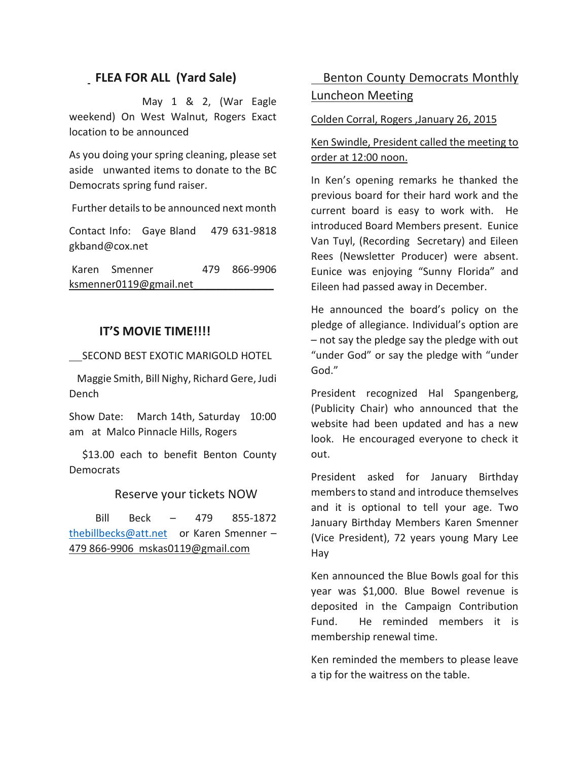## FLEA FOR ALL (Yard Sale)

May 1 & 2, (War Eagle weekend) On West Walnut, Rogers Exact location to be announced

As you doing your spring cleaning, please set aside unwanted items to donate to the BC Democrats spring fund raiser.

Further details to be announced next month

Contact Info: Gaye Bland 479 631-9818 gkband@cox.net

Karen Smenner 479 866-9906 ksmenner0119@gmail.net

## IT'S MOVIE TIME!!!!

SECOND BEST EXOTIC MARIGOLD HOTEL

Maggie Smith, Bill Nighy, Richard Gere, Judi Dench

Show Date: March 14th, Saturday 10:00 am at Malco Pinnacle Hills, Rogers

$13.00 each to benefit Benton County Democrats

Reserve your tickets NOW

Bill Beck – 479 855-1872 thebillbecks@att.net or Karen Smenner – 479 866-9906 mskas0119@gmail.com

## Benton County Democrats Monthly Luncheon Meeting

Colden Corral, Rogers ,January 26, 2015

Ken Swindle, President called the meeting to order at 12:00 noon.

In Ken's opening remarks he thanked the previous board for their hard work and the current board is easy to work with. He introduced Board Members present. Eunice Van Tuyl, (Recording Secretary) and Eileen Rees (Newsletter Producer) were absent. Eunice was enjoying "Sunny Florida" and Eileen had passed away in December.

He announced the board's policy on the pledge of allegiance. Individual's option are – not say the pledge say the pledge with out "under God" or say the pledge with "under God."

President recognized Hal Spangenberg, (Publicity Chair) who announced that the website had been updated and has a new look. He encouraged everyone to check it out.

President asked for January Birthday members to stand and introduce themselves and it is optional to tell your age. Two January Birthday Members Karen Smenner (Vice President), 72 years young Mary Lee Hay

Ken announced the Blue Bowls goal for this year was $1,000. Blue Bowel revenue is deposited in the Campaign Contribution Fund. He reminded members it is membership renewal time.

Ken reminded the members to please leave a tip for the waitress on the table.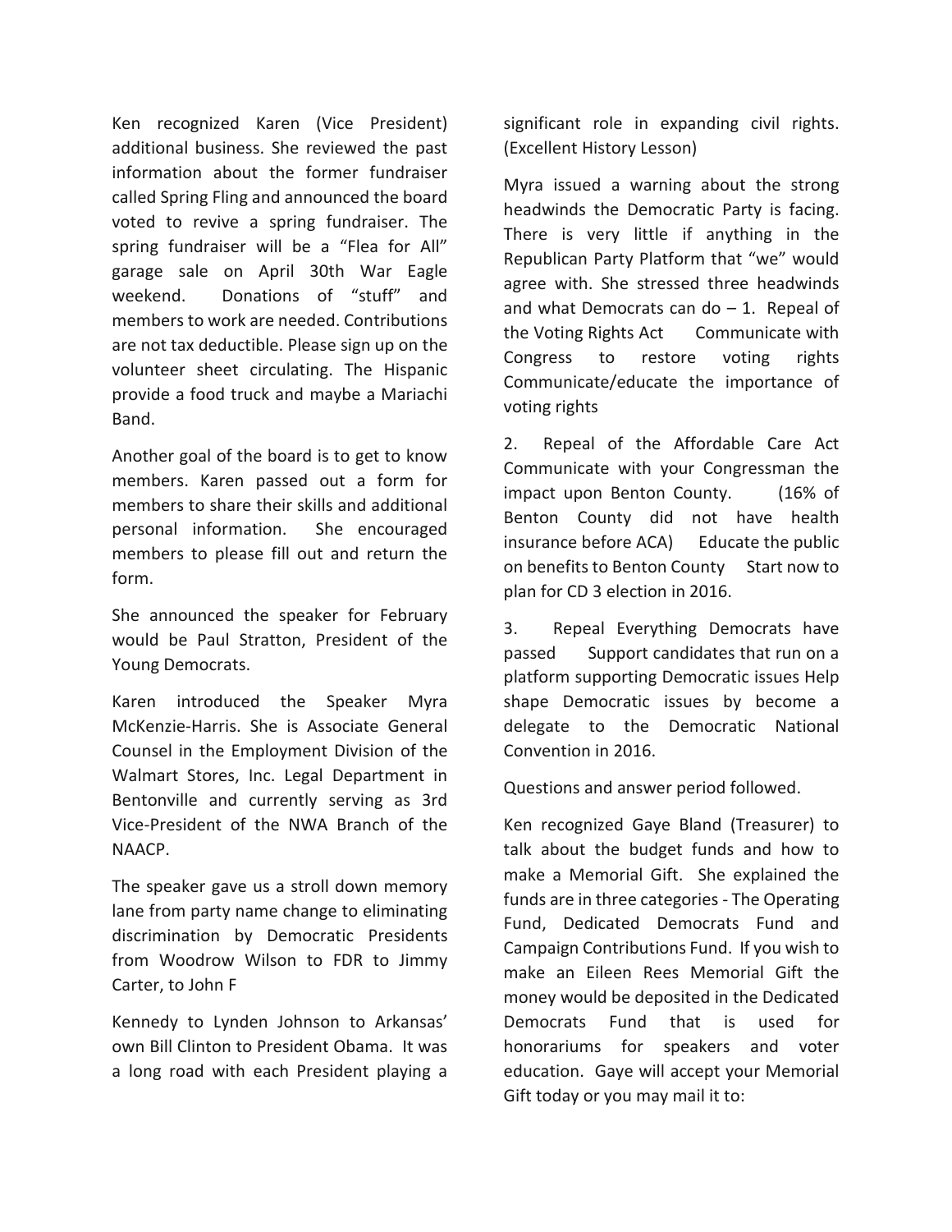Ken recognized Karen (Vice President) additional business. She reviewed the past information about the former fundraiser called Spring Fling and announced the board voted to revive a spring fundraiser. The spring fundraiser will be a "Flea for All" garage sale on April 30th War Eagle weekend. Donations of "stuff" and members to work are needed. Contributions are not tax deductible. Please sign up on the volunteer sheet circulating. The Hispanic provide a food truck and maybe a Mariachi Band.

Another goal of the board is to get to know members. Karen passed out a form for members to share their skills and additional personal information. She encouraged members to please fill out and return the form.

She announced the speaker for February would be Paul Stratton, President of the Young Democrats.

Karen introduced the Speaker Myra McKenzie-Harris. She is Associate General Counsel in the Employment Division of the Walmart Stores, Inc. Legal Department in Bentonville and currently serving as 3rd Vice-President of the NWA Branch of the NAACP.

The speaker gave us a stroll down memory lane from party name change to eliminating discrimination by Democratic Presidents from Woodrow Wilson to FDR to Jimmy Carter, to John F

Kennedy to Lynden Johnson to Arkansas' own Bill Clinton to President Obama. It was a long road with each President playing a significant role in expanding civil rights. (Excellent History Lesson)

Myra issued a warning about the strong headwinds the Democratic Party is facing. There is very little if anything in the Republican Party Platform that "we" would agree with. She stressed three headwinds and what Democrats can do – 1. Repeal of the Voting Rights Act Communicate with Congress to restore voting rights Communicate/educate the importance of voting rights

2. Repeal of the Affordable Care Act Communicate with your Congressman the impact upon Benton County. (16% of Benton County did not have health insurance before ACA) Educate the public on benefits to Benton County Start now to plan for CD 3 election in 2016.

3. Repeal Everything Democrats have passed Support candidates that run on a platform supporting Democratic issues Help shape Democratic issues by become a delegate to the Democratic National Convention in 2016.

Questions and answer period followed.

Ken recognized Gaye Bland (Treasurer) to talk about the budget funds and how to make a Memorial Gift. She explained the funds are in three categories - The Operating Fund, Dedicated Democrats Fund and Campaign Contributions Fund. If you wish to make an Eileen Rees Memorial Gift the money would be deposited in the Dedicated Democrats Fund that is used for honorariums for speakers and voter education. Gaye will accept your Memorial Gift today or you may mail it to: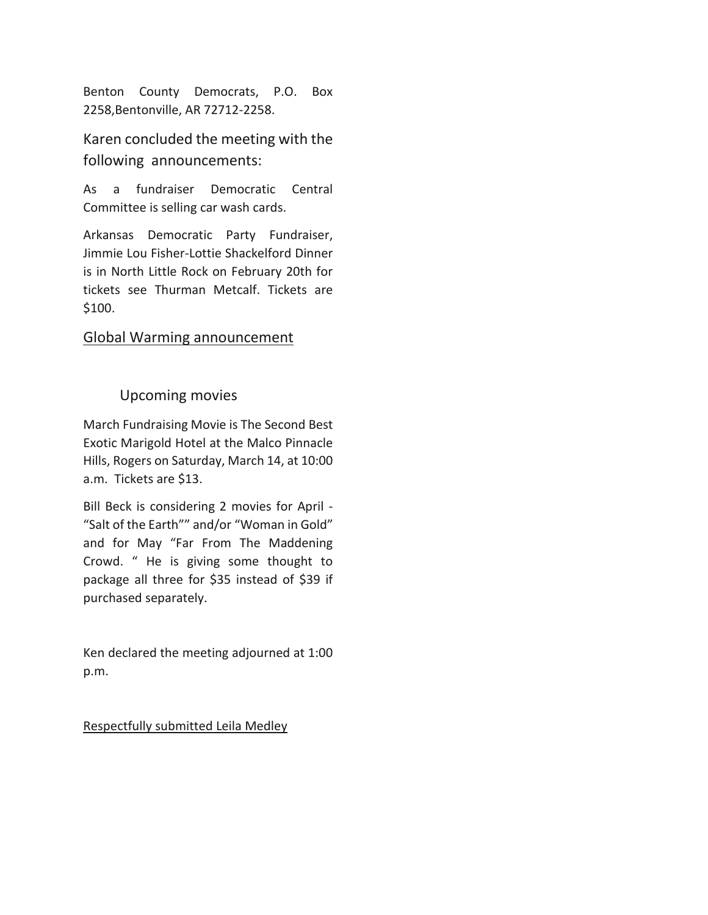Benton County Democrats, P.O. Box 2258,Bentonville, AR 72712-2258.

## Karen concluded the meeting with the following announcements:

As a fundraiser Democratic Central Committee is selling car wash cards.

Arkansas Democratic Party Fundraiser, Jimmie Lou Fisher-Lottie Shackelford Dinner is in North Little Rock on February 20th for tickets see Thurman Metcalf. Tickets are $100.

## <u>Global Warming announcement</u>

## Upcoming movies

March Fundraising Movie is The Second Best Exotic Marigold Hotel at the Malco Pinnacle Hills, Rogers on Saturday, March 14, at 10:00 a.m. Tickets are $13.

Bill Beck is considering 2 movies for April - “Salt of the Earth”” and/or “Woman in Gold” and for May “Far From The Maddening Crowd. “ He is giving some thought to package all three for $35 instead of $39 if purchased separately.

Ken declared the meeting adjourned at 1:00 p.m.

<u>Respectfully submitted Leila Medley</u>